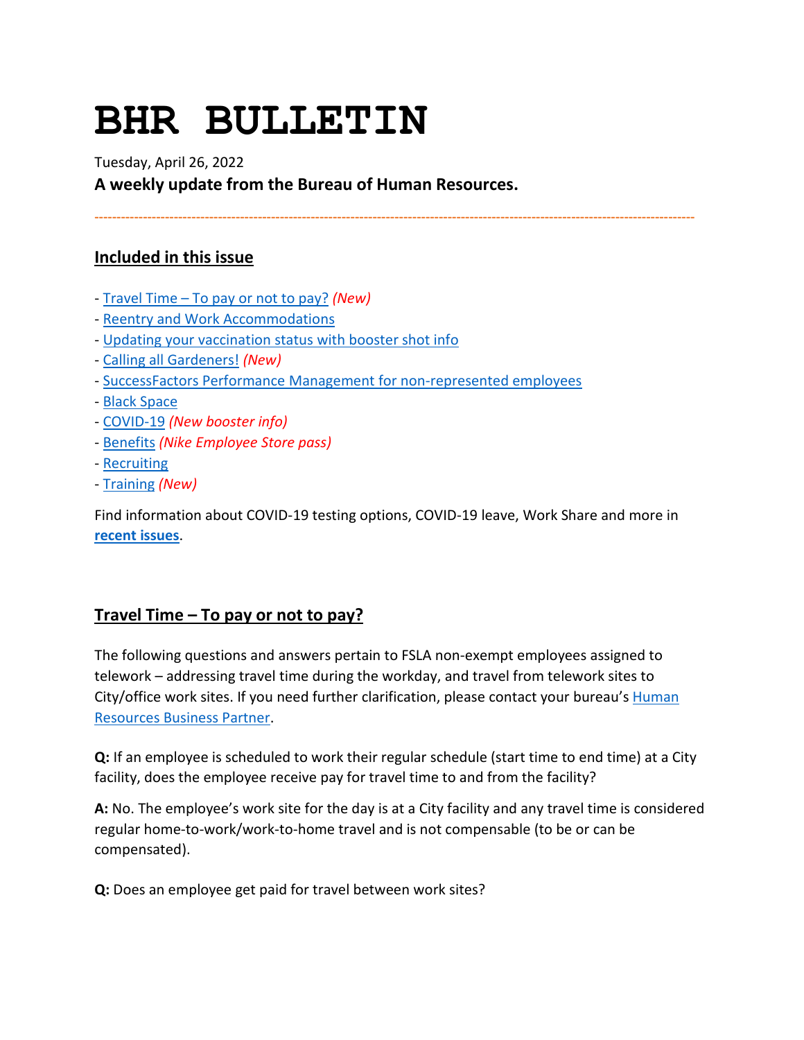# BHR BULLETIN

Tuesday, April 26, 2022

**A weekly update from the Bureau of Human Resources.**

---

## Included in this issue

- Travel Time – To pay or not to pay? *(New)*
- Reentry and Work Accommodations
- Updating your vaccination status with booster shot info
- Calling all Gardeners! *(New)*
- SuccessFactors Performance Management for non-represented employees
- Black Space
- COVID-19 *(New booster info)*
- Benefits *(Nike Employee Store pass)*
- Recruiting
- Training *(New)*

Find information about COVID-19 testing options, COVID-19 leave, Work Share and more in **recent issues**.

## Travel Time – To pay or not to pay?

The following questions and answers pertain to FSLA non-exempt employees assigned to telework – addressing travel time during the workday, and travel from telework sites to City/office work sites. If you need further clarification, please contact your bureau's Human Resources Business Partner.

**Q:** If an employee is scheduled to work their regular schedule (start time to end time) at a City facility, does the employee receive pay for travel time to and from the facility?

**A:** No. The employee's work site for the day is at a City facility and any travel time is considered regular home-to-work/work-to-home travel and is not compensable (to be or can be compensated).

**Q:** Does an employee get paid for travel between work sites?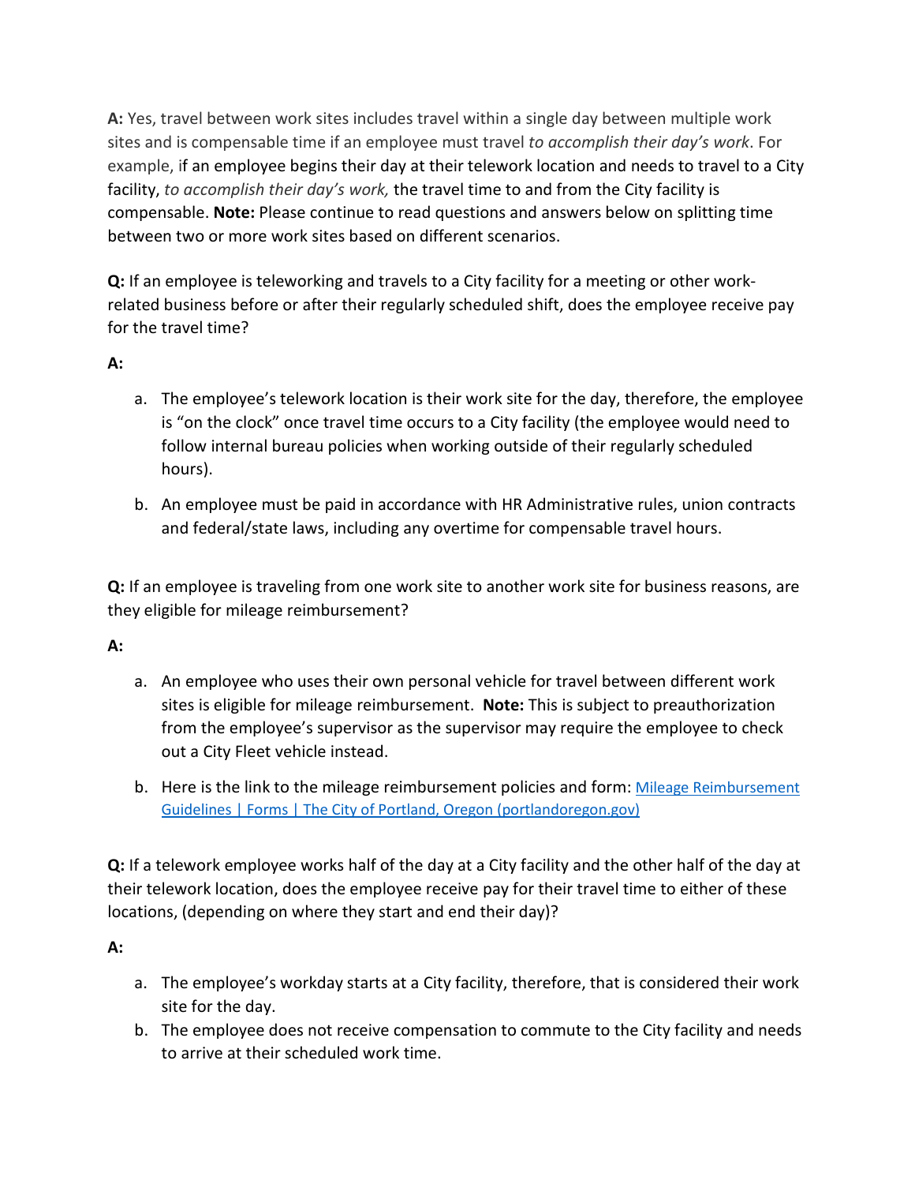**A:** Yes, travel between work sites includes travel within a single day between multiple work sites and is compensable time if an employee must travel *to accomplish their day's work*. For example, if an employee begins their day at their telework location and needs to travel to a City facility, *to accomplish their day's work,* the travel time to and from the City facility is compensable. **Note:** Please continue to read questions and answers below on splitting time between two or more work sites based on different scenarios.

**Q:** If an employee is teleworking and travels to a City facility for a meeting or other work-related business before or after their regularly scheduled shift, does the employee receive pay for the travel time?

**A:**

a. The employee's telework location is their work site for the day, therefore, the employee is "on the clock" once travel time occurs to a City facility (the employee would need to follow internal bureau policies when working outside of their regularly scheduled hours).
b. An employee must be paid in accordance with HR Administrative rules, union contracts and federal/state laws, including any overtime for compensable travel hours.

**Q:** If an employee is traveling from one work site to another work site for business reasons, are they eligible for mileage reimbursement?

**A:**

a. An employee who uses their own personal vehicle for travel between different work sites is eligible for mileage reimbursement. **Note:** This is subject to preauthorization from the employee's supervisor as the supervisor may require the employee to check out a City Fleet vehicle instead.
b. Here is the link to the mileage reimbursement policies and form: [Mileage Reimbursement Guidelines | Forms | The City of Portland, Oregon (portlandoregon.gov)]

**Q:** If a telework employee works half of the day at a City facility and the other half of the day at their telework location, does the employee receive pay for their travel time to either of these locations, (depending on where they start and end their day)?

**A:**

a. The employee's workday starts at a City facility, therefore, that is considered their work site for the day.
b. The employee does not receive compensation to commute to the City facility and needs to arrive at their scheduled work time.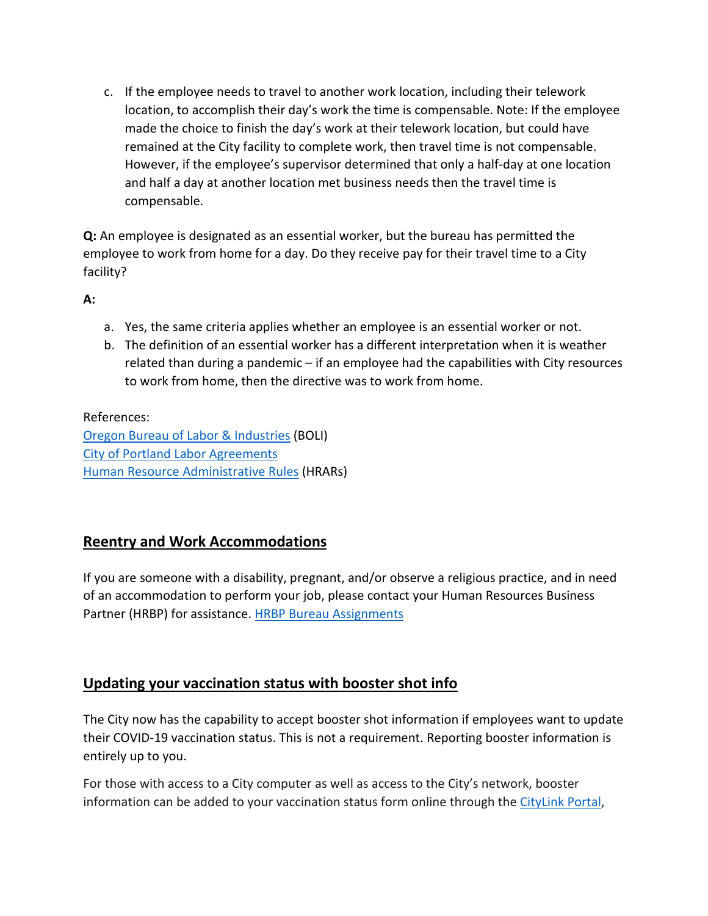c. If the employee needs to travel to another work location, including their telework location, to accomplish their day's work the time is compensable. Note: If the employee made the choice to finish the day's work at their telework location, but could have remained at the City facility to complete work, then travel time is not compensable. However, if the employee's supervisor determined that only a half-day at one location and half a day at another location met business needs then the travel time is compensable.

**Q:** An employee is designated as an essential worker, but the bureau has permitted the employee to work from home for a day. Do they receive pay for their travel time to a City facility?

**A:**

a. Yes, the same criteria applies whether an employee is an essential worker or not.
b. The definition of an essential worker has a different interpretation when it is weather related than during a pandemic – if an employee had the capabilities with City resources to work from home, then the directive was to work from home.

References:
Oregon Bureau of Labor & Industries (BOLI)
City of Portland Labor Agreements
Human Resource Administrative Rules (HRARs)

## Reentry and Work Accommodations

If you are someone with a disability, pregnant, and/or observe a religious practice, and in need of an accommodation to perform your job, please contact your Human Resources Business Partner (HRBP) for assistance. HRBP Bureau Assignments

## Updating your vaccination status with booster shot info

The City now has the capability to accept booster shot information if employees want to update their COVID-19 vaccination status. This is not a requirement. Reporting booster information is entirely up to you.

For those with access to a City computer as well as access to the City's network, booster information can be added to your vaccination status form online through the CityLink Portal,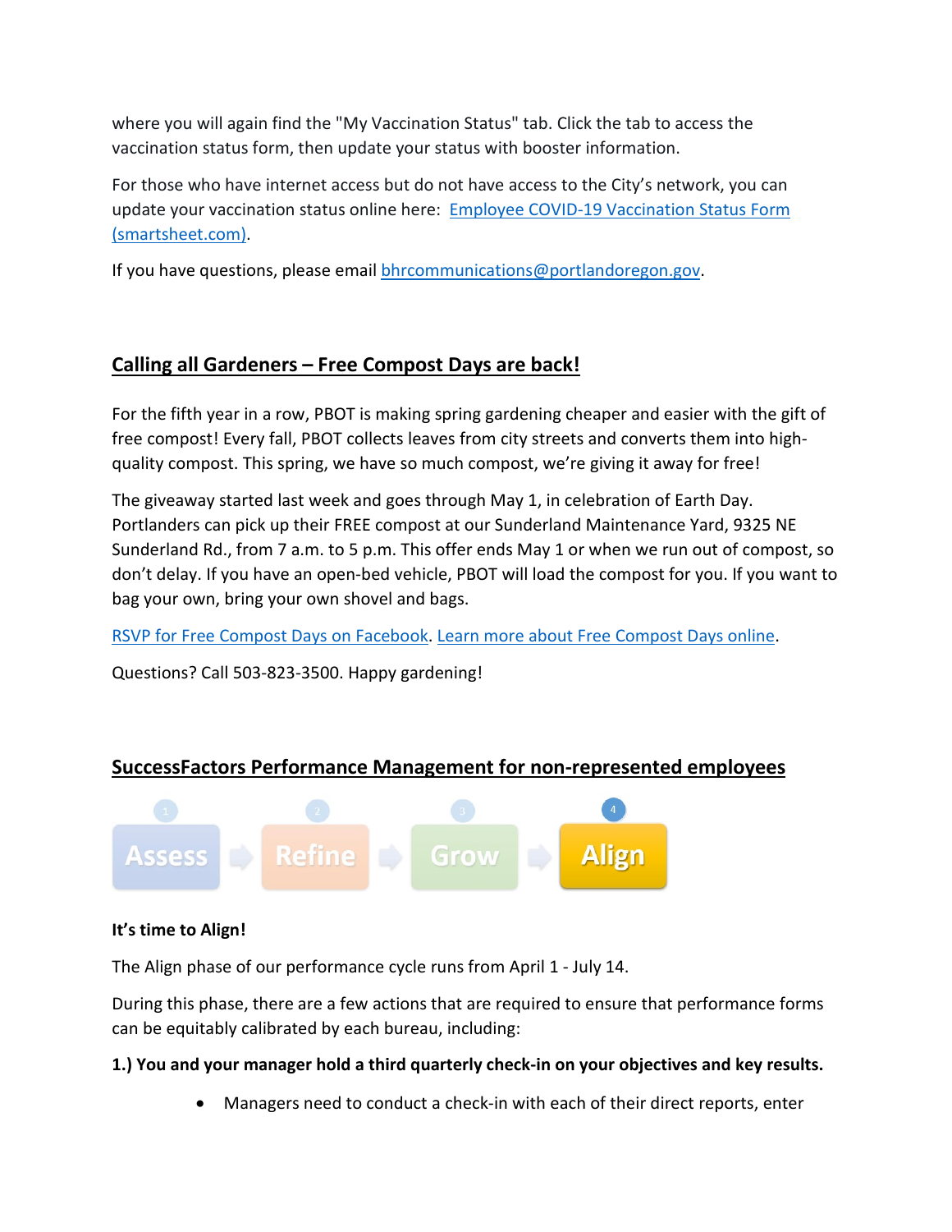where you will again find the "My Vaccination Status" tab. Click the tab to access the vaccination status form, then update your status with booster information.

For those who have internet access but do not have access to the City's network, you can update your vaccination status online here: [Employee COVID-19 Vaccination Status Form (smartsheet.com)](smartsheet.com).

If you have questions, please email bhrcommunications@portlandoregon.gov.

## Calling all Gardeners – Free Compost Days are back!

For the fifth year in a row, PBOT is making spring gardening cheaper and easier with the gift of free compost! Every fall, PBOT collects leaves from city streets and converts them into high-quality compost. This spring, we have so much compost, we're giving it away for free!

The giveaway started last week and goes through May 1, in celebration of Earth Day. Portlanders can pick up their FREE compost at our Sunderland Maintenance Yard, 9325 NE Sunderland Rd., from 7 a.m. to 5 p.m. This offer ends May 1 or when we run out of compost, so don't delay. If you have an open-bed vehicle, PBOT will load the compost for you. If you want to bag your own, bring your own shovel and bags.

RSVP for Free Compost Days on Facebook. Learn more about Free Compost Days online.

Questions? Call 503-823-3500. Happy gardening!

## SuccessFactors Performance Management for non-represented employees

1 Assess → 2 Refine → 3 Grow → 4 Align

**It's time to Align!**

The Align phase of our performance cycle runs from April 1 - July 14.

During this phase, there are a few actions that are required to ensure that performance forms can be equitably calibrated by each bureau, including:

**1.) You and your manager hold a third quarterly check-in on your objectives and key results.**

- Managers need to conduct a check-in with each of their direct reports, enter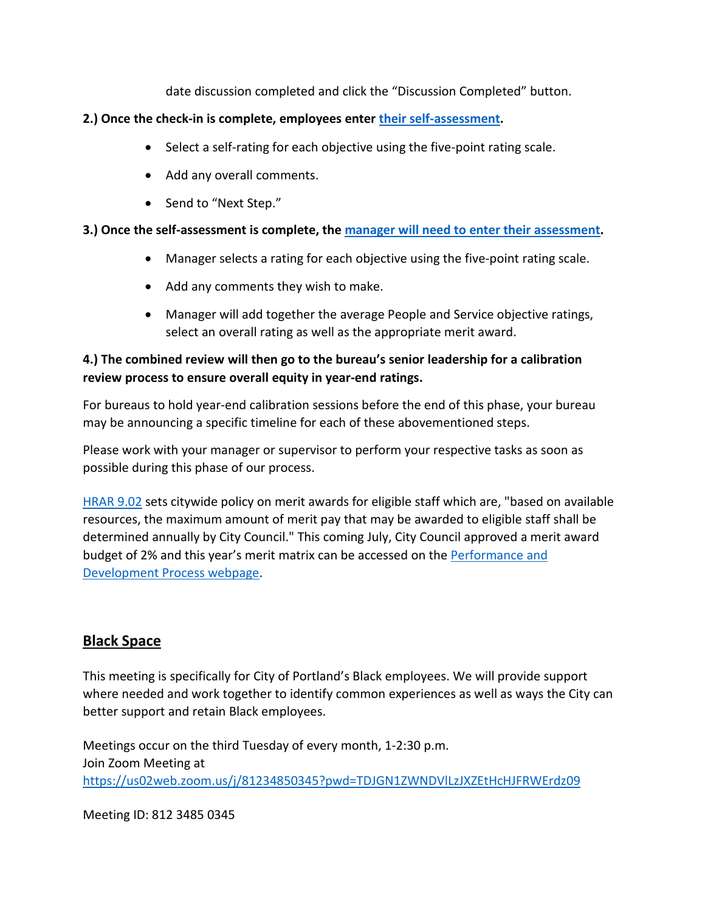date discussion completed and click the "Discussion Completed" button.

**2.) Once the check-in is complete, employees enter [their self-assessment](#).**

- Select a self-rating for each objective using the five-point rating scale.
- Add any overall comments.
- Send to "Next Step."

**3.) Once the self-assessment is complete, the [manager will need to enter their assessment](#).**

- Manager selects a rating for each objective using the five-point rating scale.
- Add any comments they wish to make.
- Manager will add together the average People and Service objective ratings, select an overall rating as well as the appropriate merit award.

**4.) The combined review will then go to the bureau's senior leadership for a calibration review process to ensure overall equity in year-end ratings.**

For bureaus to hold year-end calibration sessions before the end of this phase, your bureau may be announcing a specific timeline for each of these abovementioned steps.

Please work with your manager or supervisor to perform your respective tasks as soon as possible during this phase of our process.

[HRAR 9.02](#) sets citywide policy on merit awards for eligible staff which are, "based on available resources, the maximum amount of merit pay that may be awarded to eligible staff shall be determined annually by City Council." This coming July, City Council approved a merit award budget of 2% and this year's merit matrix can be accessed on the [Performance and Development Process webpage](#).

## Black Space

This meeting is specifically for City of Portland's Black employees. We will provide support where needed and work together to identify common experiences as well as ways the City can better support and retain Black employees.

Meetings occur on the third Tuesday of every month, 1-2:30 p.m.
Join Zoom Meeting at
https://us02web.zoom.us/j/81234850345?pwd=TDJGN1ZWNDVlLzJXZEtHcHJFRWErdz09

Meeting ID: 812 3485 0345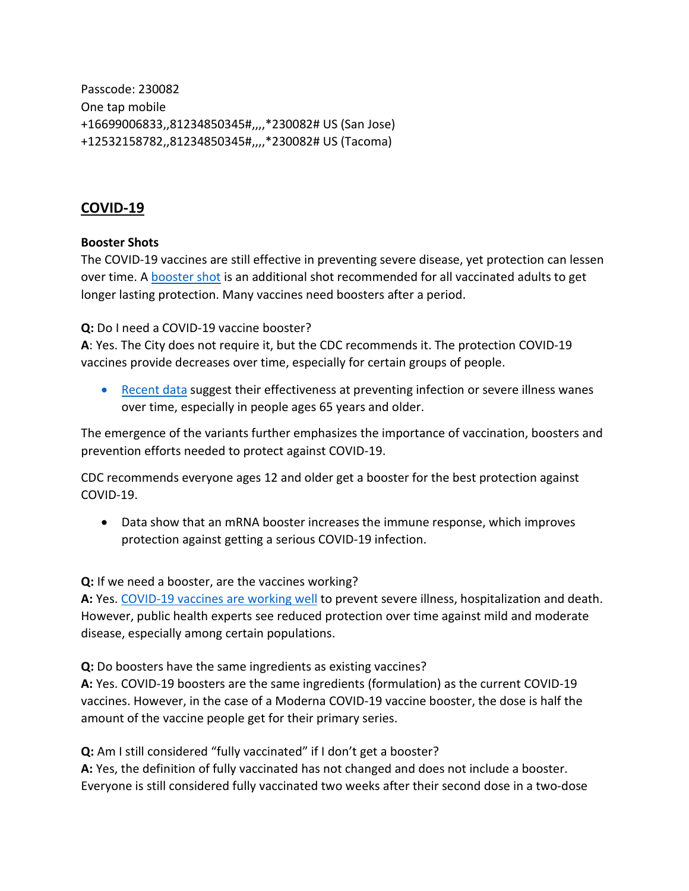Passcode: 230082
One tap mobile
+16699006833,,81234850345#,,,,*230082# US (San Jose)
+12532158782,,81234850345#,,,,*230082# US (Tacoma)

## COVID-19

**Booster Shots**

The COVID-19 vaccines are still effective in preventing severe disease, yet protection can lessen over time. A booster shot is an additional shot recommended for all vaccinated adults to get longer lasting protection. Many vaccines need boosters after a period.

**Q:** Do I need a COVID-19 vaccine booster?
**A**: Yes. The City does not require it, but the CDC recommends it. The protection COVID-19 vaccines provide decreases over time, especially for certain groups of people.

- Recent data suggest their effectiveness at preventing infection or severe illness wanes over time, especially in people ages 65 years and older.

The emergence of the variants further emphasizes the importance of vaccination, boosters and prevention efforts needed to protect against COVID-19.

CDC recommends everyone ages 12 and older get a booster for the best protection against COVID-19.

- Data show that an mRNA booster increases the immune response, which improves protection against getting a serious COVID-19 infection.

**Q:** If we need a booster, are the vaccines working?
**A:** Yes. COVID-19 vaccines are working well to prevent severe illness, hospitalization and death. However, public health experts see reduced protection over time against mild and moderate disease, especially among certain populations.

**Q:** Do boosters have the same ingredients as existing vaccines?
**A:** Yes. COVID-19 boosters are the same ingredients (formulation) as the current COVID-19 vaccines. However, in the case of a Moderna COVID-19 vaccine booster, the dose is half the amount of the vaccine people get for their primary series.

**Q:** Am I still considered "fully vaccinated" if I don't get a booster?
**A:** Yes, the definition of fully vaccinated has not changed and does not include a booster. Everyone is still considered fully vaccinated two weeks after their second dose in a two-dose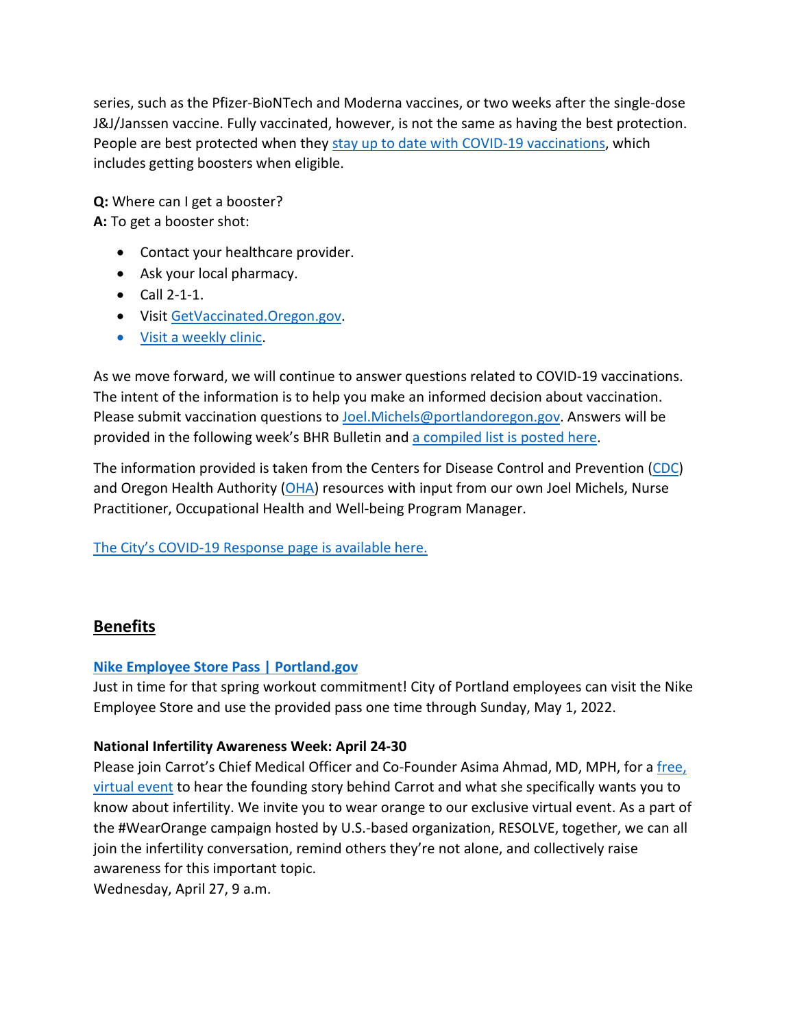series, such as the Pfizer-BioNTech and Moderna vaccines, or two weeks after the single-dose J&J/Janssen vaccine. Fully vaccinated, however, is not the same as having the best protection. People are best protected when they stay up to date with COVID-19 vaccinations, which includes getting boosters when eligible.

**Q:** Where can I get a booster?
**A:** To get a booster shot:

- Contact your healthcare provider.
- Ask your local pharmacy.
- Call 2-1-1.
- Visit GetVaccinated.Oregon.gov.
- Visit a weekly clinic.

As we move forward, we will continue to answer questions related to COVID-19 vaccinations. The intent of the information is to help you make an informed decision about vaccination. Please submit vaccination questions to Joel.Michels@portlandoregon.gov. Answers will be provided in the following week's BHR Bulletin and a compiled list is posted here.

The information provided is taken from the Centers for Disease Control and Prevention (CDC) and Oregon Health Authority (OHA) resources with input from our own Joel Michels, Nurse Practitioner, Occupational Health and Well-being Program Manager.

The City's COVID-19 Response page is available here.

## Benefits

**Nike Employee Store Pass | Portland.gov**
Just in time for that spring workout commitment! City of Portland employees can visit the Nike Employee Store and use the provided pass one time through Sunday, May 1, 2022.

**National Infertility Awareness Week: April 24-30**
Please join Carrot's Chief Medical Officer and Co-Founder Asima Ahmad, MD, MPH, for a free, virtual event to hear the founding story behind Carrot and what she specifically wants you to know about infertility. We invite you to wear orange to our exclusive virtual event. As a part of the #WearOrange campaign hosted by U.S.-based organization, RESOLVE, together, we can all join the infertility conversation, remind others they're not alone, and collectively raise awareness for this important topic.
Wednesday, April 27, 9 a.m.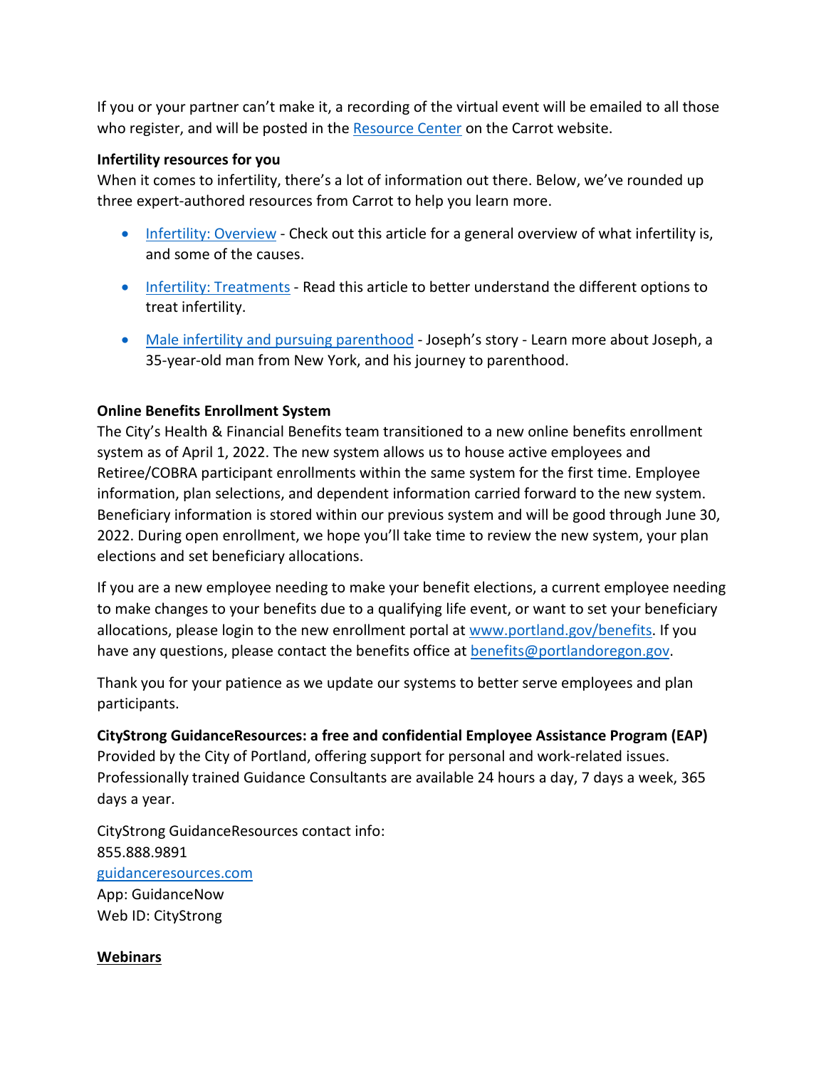If you or your partner can't make it, a recording of the virtual event will be emailed to all those who register, and will be posted in the [Resource Center] on the Carrot website.

**Infertility resources for you**
When it comes to infertility, there's a lot of information out there. Below, we've rounded up three expert-authored resources from Carrot to help you learn more.

- Infertility: Overview - Check out this article for a general overview of what infertility is, and some of the causes.
- Infertility: Treatments - Read this article to better understand the different options to treat infertility.
- Male infertility and pursuing parenthood - Joseph's story - Learn more about Joseph, a 35-year-old man from New York, and his journey to parenthood.

**Online Benefits Enrollment System**
The City's Health & Financial Benefits team transitioned to a new online benefits enrollment system as of April 1, 2022. The new system allows us to house active employees and Retiree/COBRA participant enrollments within the same system for the first time. Employee information, plan selections, and dependent information carried forward to the new system. Beneficiary information is stored within our previous system and will be good through June 30, 2022. During open enrollment, we hope you'll take time to review the new system, your plan elections and set beneficiary allocations.

If you are a new employee needing to make your benefit elections, a current employee needing to make changes to your benefits due to a qualifying life event, or want to set your beneficiary allocations, please login to the new enrollment portal at www.portland.gov/benefits. If you have any questions, please contact the benefits office at benefits@portlandoregon.gov.

Thank you for your patience as we update our systems to better serve employees and plan participants.

**CityStrong GuidanceResources: a free and confidential Employee Assistance Program (EAP)**
Provided by the City of Portland, offering support for personal and work-related issues. Professionally trained Guidance Consultants are available 24 hours a day, 7 days a week, 365 days a year.

CityStrong GuidanceResources contact info:
855.888.9891
guidanceresources.com
App: GuidanceNow
Web ID: CityStrong

**Webinars**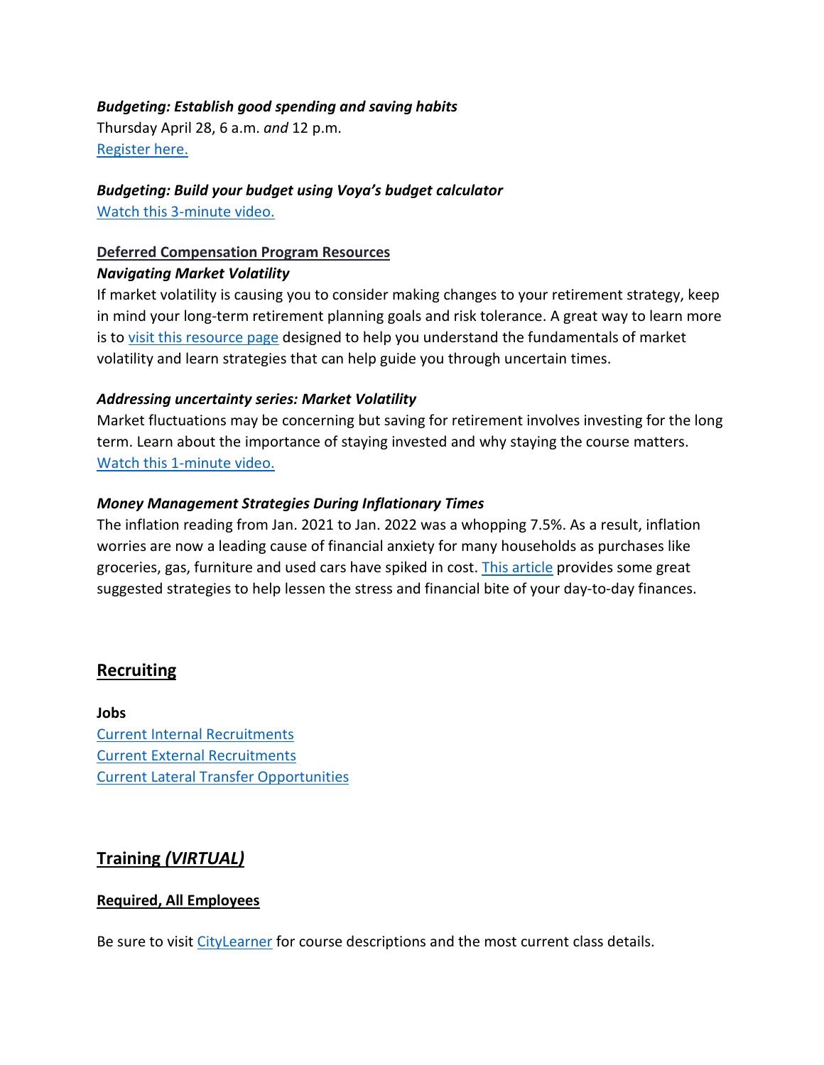***Budgeting: Establish good spending and saving habits***
Thursday April 28, 6 a.m. *and* 12 p.m.
[Register here.]

***Budgeting: Build your budget using Voya's budget calculator***
[Watch this 3-minute video.]

**Deferred Compensation Program Resources**

***Navigating Market Volatility***
If market volatility is causing you to consider making changes to your retirement strategy, keep in mind your long-term retirement planning goals and risk tolerance. A great way to learn more is to [visit this resource page] designed to help you understand the fundamentals of market volatility and learn strategies that can help guide you through uncertain times.

***Addressing uncertainty series: Market Volatility***
Market fluctuations may be concerning but saving for retirement involves investing for the long term. Learn about the importance of staying invested and why staying the course matters.
[Watch this 1-minute video.]

***Money Management Strategies During Inflationary Times***
The inflation reading from Jan. 2021 to Jan. 2022 was a whopping 7.5%. As a result, inflation worries are now a leading cause of financial anxiety for many households as purchases like groceries, gas, furniture and used cars have spiked in cost. [This article] provides some great suggested strategies to help lessen the stress and financial bite of your day-to-day finances.

## Recruiting

**Jobs**
[Current Internal Recruitments]
[Current External Recruitments]
[Current Lateral Transfer Opportunities]

## Training *(VIRTUAL)*

**Required, All Employees**

Be sure to visit [CityLearner] for course descriptions and the most current class details.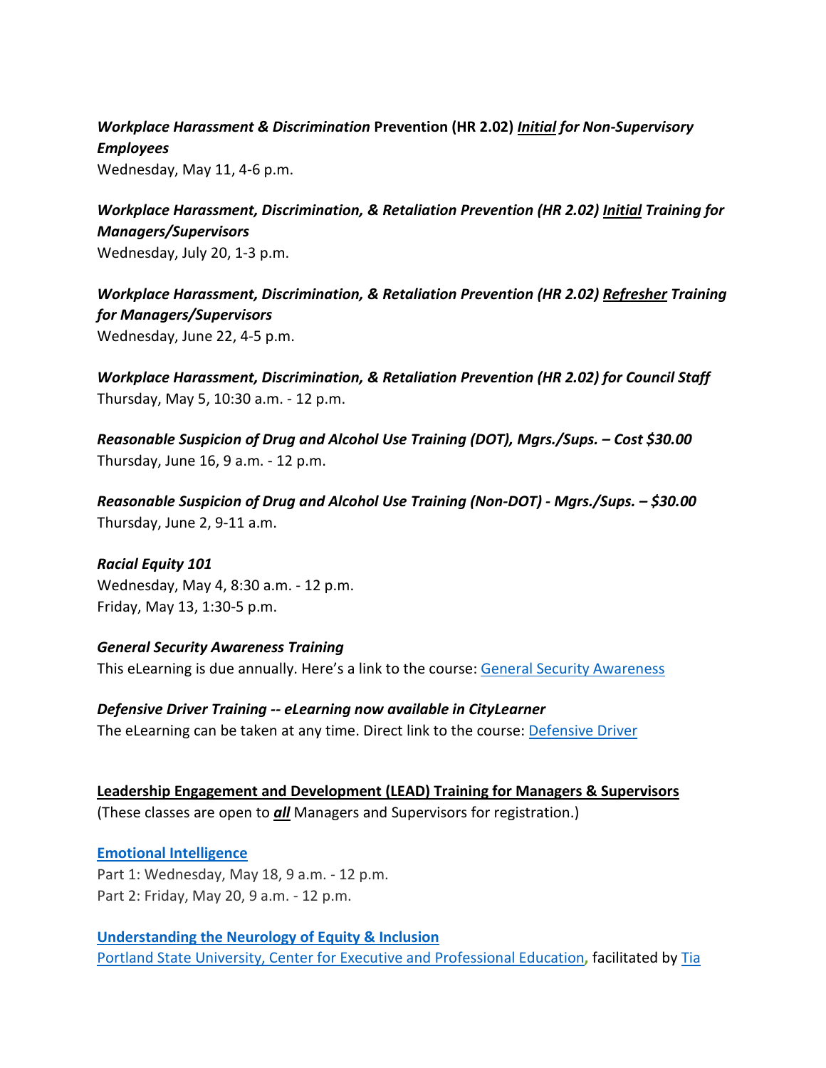***Workplace Harassment & Discrimination* Prevention (HR 2.02) *Initial for Non-Supervisory Employees***
Wednesday, May 11, 4-6 p.m.

***Workplace Harassment, Discrimination, & Retaliation Prevention (HR 2.02) Initial Training for Managers/Supervisors***
Wednesday, July 20, 1-3 p.m.

***Workplace Harassment, Discrimination, & Retaliation Prevention (HR 2.02) Refresher Training for Managers/Supervisors***
Wednesday, June 22, 4-5 p.m.

***Workplace Harassment, Discrimination, & Retaliation Prevention (HR 2.02) for Council Staff***
Thursday, May 5, 10:30 a.m. - 12 p.m.

***Reasonable Suspicion of Drug and Alcohol Use Training (DOT), Mgrs./Sups. – Cost $30.00***
Thursday, June 16, 9 a.m. - 12 p.m.

***Reasonable Suspicion of Drug and Alcohol Use Training (Non-DOT) - Mgrs./Sups. – $30.00***
Thursday, June 2, 9-11 a.m.

***Racial Equity 101***
Wednesday, May 4, 8:30 a.m. - 12 p.m.
Friday, May 13, 1:30-5 p.m.

***General Security Awareness Training***
This eLearning is due annually. Here's a link to the course: General Security Awareness

***Defensive Driver Training -- eLearning now available in CityLearner***
The eLearning can be taken at any time. Direct link to the course: Defensive Driver

**Leadership Engagement and Development (LEAD) Training for Managers & Supervisors**
(These classes are open to ***all*** Managers and Supervisors for registration.)

**Emotional Intelligence**
Part 1: Wednesday, May 18, 9 a.m. - 12 p.m.
Part 2: Friday, May 20, 9 a.m. - 12 p.m.

**Understanding the Neurology of Equity & Inclusion**
Portland State University, Center for Executive and Professional Education, facilitated by Tia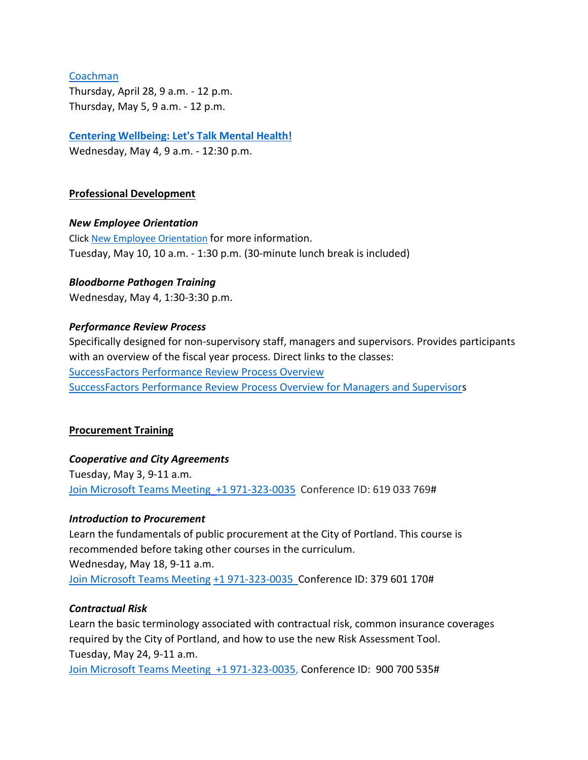Coachman
Thursday, April 28, 9 a.m. - 12 p.m.
Thursday, May 5, 9 a.m. - 12 p.m.

**Centering Wellbeing: Let's Talk Mental Health!**
Wednesday, May 4, 9 a.m. - 12:30 p.m.

**Professional Development**

***New Employee Orientation***
Click New Employee Orientation for more information.
Tuesday, May 10, 10 a.m. - 1:30 p.m. (30-minute lunch break is included)

***Bloodborne Pathogen Training***
Wednesday, May 4, 1:30-3:30 p.m.

***Performance Review Process***
Specifically designed for non-supervisory staff, managers and supervisors. Provides participants with an overview of the fiscal year process. Direct links to the classes:
SuccessFactors Performance Review Process Overview
SuccessFactors Performance Review Process Overview for Managers and Supervisors

**Procurement Training**

***Cooperative and City Agreements***
Tuesday, May 3, 9-11 a.m.
Join Microsoft Teams Meeting +1 971-323-0035 Conference ID: 619 033 769#

***Introduction to Procurement***
Learn the fundamentals of public procurement at the City of Portland. This course is recommended before taking other courses in the curriculum.
Wednesday, May 18, 9-11 a.m.
Join Microsoft Teams Meeting +1 971-323-0035 Conference ID: 379 601 170#

***Contractual Risk***
Learn the basic terminology associated with contractual risk, common insurance coverages required by the City of Portland, and how to use the new Risk Assessment Tool.
Tuesday, May 24, 9-11 a.m.
Join Microsoft Teams Meeting +1 971-323-0035, Conference ID: 900 700 535#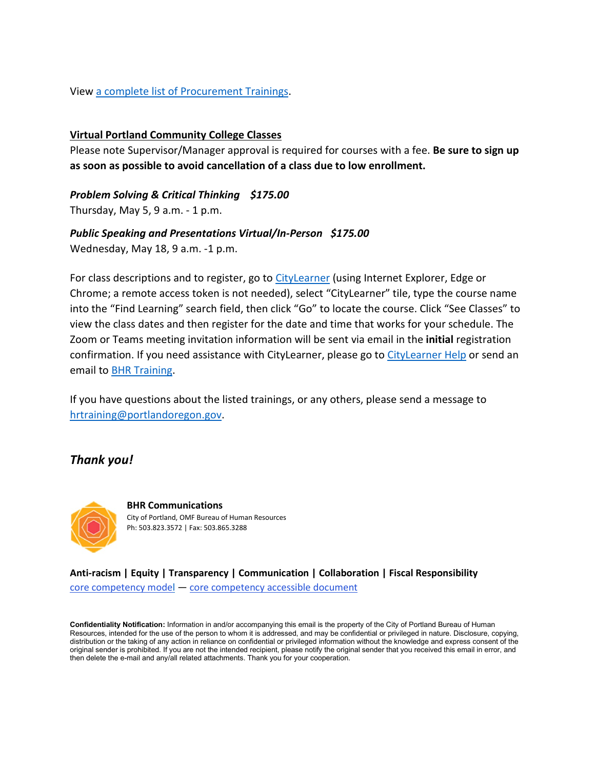View a complete list of Procurement Trainings.

**Virtual Portland Community College Classes**

Please note Supervisor/Manager approval is required for courses with a fee. **Be sure to sign up as soon as possible to avoid cancellation of a class due to low enrollment.**

***Problem Solving & Critical Thinking    $175.00***
Thursday, May 5, 9 a.m. - 1 p.m.

***Public Speaking and Presentations Virtual/In-Person   $175.00***
Wednesday, May 18, 9 a.m. -1 p.m.

For class descriptions and to register, go to CityLearner (using Internet Explorer, Edge or Chrome; a remote access token is not needed), select “CityLearner” tile, type the course name into the “Find Learning” search field, then click “Go” to locate the course. Click “See Classes” to view the class dates and then register for the date and time that works for your schedule. The Zoom or Teams meeting invitation information will be sent via email in the **initial** registration confirmation. If you need assistance with CityLearner, please go to CityLearner Help or send an email to BHR Training.

If you have questions about the listed trainings, or any others, please send a message to hrtraining@portlandoregon.gov.

***Thank you!***

**BHR Communications**
City of Portland, OMF Bureau of Human Resources
Ph: 503.823.3572 | Fax: 503.865.3288

**Anti-racism | Equity | Transparency | Communication | Collaboration | Fiscal Responsibility**
core competency model — core competency accessible document

**Confidentiality Notification:** Information in and/or accompanying this email is the property of the City of Portland Bureau of Human Resources, intended for the use of the person to whom it is addressed, and may be confidential or privileged in nature. Disclosure, copying, distribution or the taking of any action in reliance on confidential or privileged information without the knowledge and express consent of the original sender is prohibited. If you are not the intended recipient, please notify the original sender that you received this email in error, and then delete the e-mail and any/all related attachments. Thank you for your cooperation.